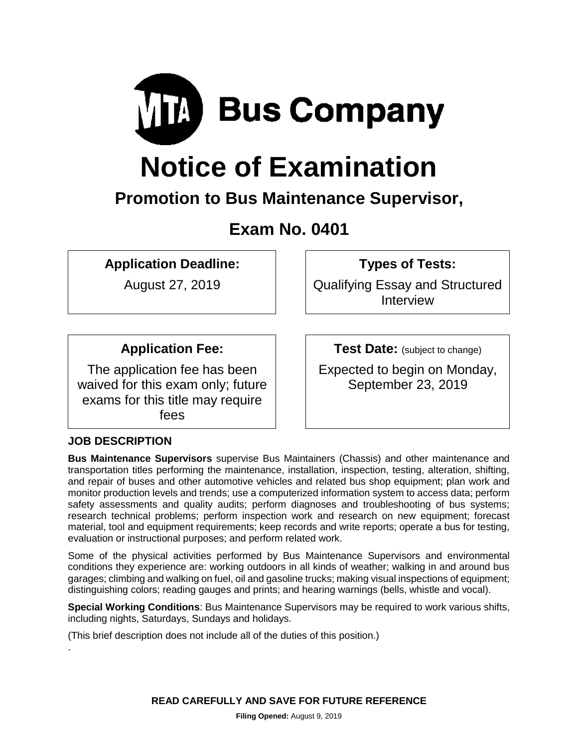# MTA Bus Company

# Notice of Examination

## Promotion to Bus Maintenance Supervisor,

## Exam No. 0401

| **Application Deadline:** | **Types of Tests:** |
|---|---|
| August 27, 2019 | Qualifying Essay and Structured Interview |

| **Application Fee:** | **Test Date:** (subject to change) |
|---|---|
| The application fee has been waived for this exam only; future exams for this title may require fees | Expected to begin on Monday, September 23, 2019 |

### JOB DESCRIPTION

**Bus Maintenance Supervisors** supervise Bus Maintainers (Chassis) and other maintenance and transportation titles performing the maintenance, installation, inspection, testing, alteration, shifting, and repair of buses and other automotive vehicles and related bus shop equipment; plan work and monitor production levels and trends; use a computerized information system to access data; perform safety assessments and quality audits; perform diagnoses and troubleshooting of bus systems; research technical problems; perform inspection work and research on new equipment; forecast material, tool and equipment requirements; keep records and write reports; operate a bus for testing, evaluation or instructional purposes; and perform related work.

Some of the physical activities performed by Bus Maintenance Supervisors and environmental conditions they experience are: working outdoors in all kinds of weather; walking in and around bus garages; climbing and walking on fuel, oil and gasoline trucks; making visual inspections of equipment; distinguishing colors; reading gauges and prints; and hearing warnings (bells, whistle and vocal).

**Special Working Conditions**: Bus Maintenance Supervisors may be required to work various shifts, including nights, Saturdays, Sundays and holidays.

(This brief description does not include all of the duties of this position.)

**READ CAREFULLY AND SAVE FOR FUTURE REFERENCE**

**Filing Opened:** August 9, 2019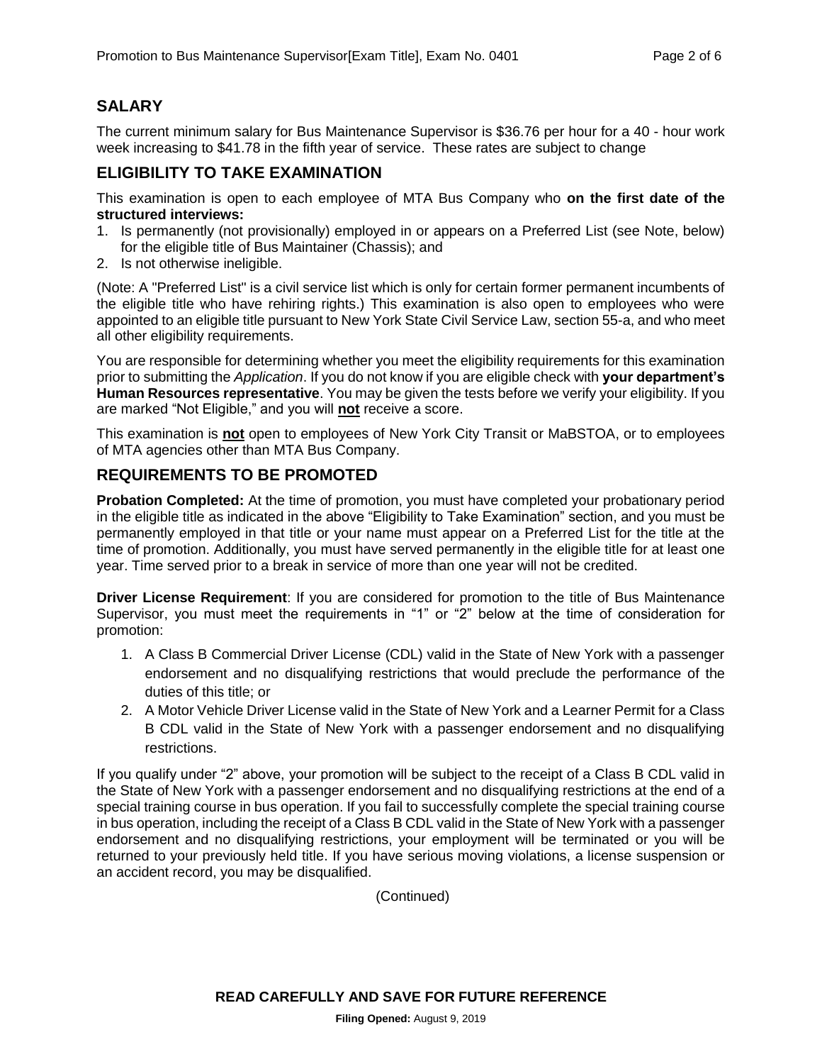## SALARY

The current minimum salary for Bus Maintenance Supervisor is $36.76 per hour for a 40 - hour work week increasing to $41.78 in the fifth year of service. These rates are subject to change

## ELIGIBILITY TO TAKE EXAMINATION

This examination is open to each employee of MTA Bus Company who **on the first date of the structured interviews:**

1. Is permanently (not provisionally) employed in or appears on a Preferred List (see Note, below) for the eligible title of Bus Maintainer (Chassis); and
2. Is not otherwise ineligible.

(Note: A "Preferred List" is a civil service list which is only for certain former permanent incumbents of the eligible title who have rehiring rights.) This examination is also open to employees who were appointed to an eligible title pursuant to New York State Civil Service Law, section 55-a, and who meet all other eligibility requirements.

You are responsible for determining whether you meet the eligibility requirements for this examination prior to submitting the *Application*. If you do not know if you are eligible check with **your department's Human Resources representative**. You may be given the tests before we verify your eligibility. If you are marked "Not Eligible," and you will **not** receive a score.

This examination is **not** open to employees of New York City Transit or MaBSTOA, or to employees of MTA agencies other than MTA Bus Company.

## REQUIREMENTS TO BE PROMOTED

**Probation Completed:** At the time of promotion, you must have completed your probationary period in the eligible title as indicated in the above "Eligibility to Take Examination" section, and you must be permanently employed in that title or your name must appear on a Preferred List for the title at the time of promotion. Additionally, you must have served permanently in the eligible title for at least one year. Time served prior to a break in service of more than one year will not be credited.

**Driver License Requirement**: If you are considered for promotion to the title of Bus Maintenance Supervisor, you must meet the requirements in "1" or "2" below at the time of consideration for promotion:

1. A Class B Commercial Driver License (CDL) valid in the State of New York with a passenger endorsement and no disqualifying restrictions that would preclude the performance of the duties of this title; or
2. A Motor Vehicle Driver License valid in the State of New York and a Learner Permit for a Class B CDL valid in the State of New York with a passenger endorsement and no disqualifying restrictions.

If you qualify under "2" above, your promotion will be subject to the receipt of a Class B CDL valid in the State of New York with a passenger endorsement and no disqualifying restrictions at the end of a special training course in bus operation. If you fail to successfully complete the special training course in bus operation, including the receipt of a Class B CDL valid in the State of New York with a passenger endorsement and no disqualifying restrictions, your employment will be terminated or you will be returned to your previously held title. If you have serious moving violations, a license suspension or an accident record, you may be disqualified.

(Continued)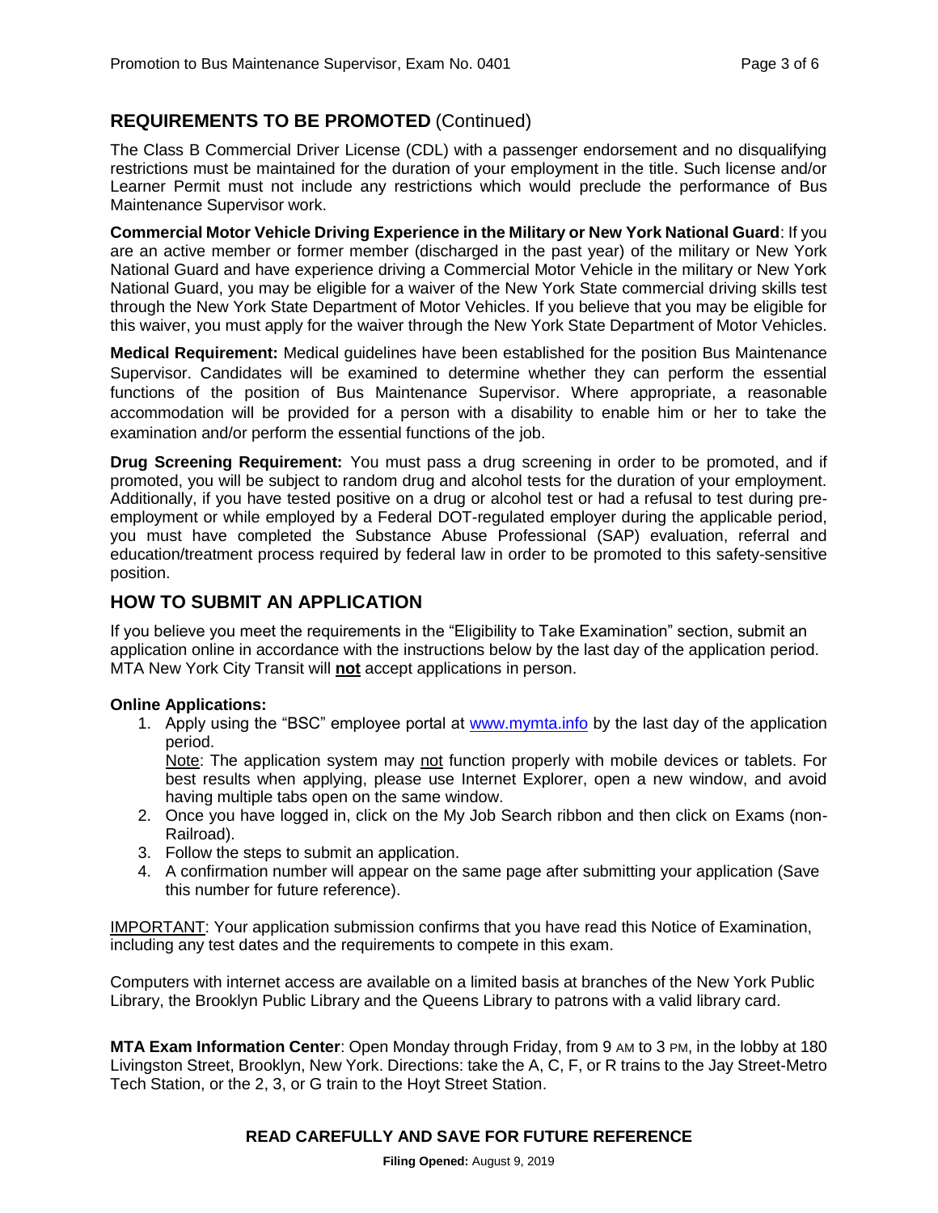## REQUIREMENTS TO BE PROMOTED (Continued)

The Class B Commercial Driver License (CDL) with a passenger endorsement and no disqualifying restrictions must be maintained for the duration of your employment in the title. Such license and/or Learner Permit must not include any restrictions which would preclude the performance of Bus Maintenance Supervisor work.

**Commercial Motor Vehicle Driving Experience in the Military or New York National Guard**: If you are an active member or former member (discharged in the past year) of the military or New York National Guard and have experience driving a Commercial Motor Vehicle in the military or New York National Guard, you may be eligible for a waiver of the New York State commercial driving skills test through the New York State Department of Motor Vehicles. If you believe that you may be eligible for this waiver, you must apply for the waiver through the New York State Department of Motor Vehicles.

**Medical Requirement:** Medical guidelines have been established for the position Bus Maintenance Supervisor. Candidates will be examined to determine whether they can perform the essential functions of the position of Bus Maintenance Supervisor. Where appropriate, a reasonable accommodation will be provided for a person with a disability to enable him or her to take the examination and/or perform the essential functions of the job.

**Drug Screening Requirement:** You must pass a drug screening in order to be promoted, and if promoted, you will be subject to random drug and alcohol tests for the duration of your employment. Additionally, if you have tested positive on a drug or alcohol test or had a refusal to test during pre-employment or while employed by a Federal DOT-regulated employer during the applicable period, you must have completed the Substance Abuse Professional (SAP) evaluation, referral and education/treatment process required by federal law in order to be promoted to this safety-sensitive position.

## HOW TO SUBMIT AN APPLICATION

If you believe you meet the requirements in the "Eligibility to Take Examination" section, submit an application online in accordance with the instructions below by the last day of the application period. MTA New York City Transit will **not** accept applications in person.

**Online Applications:**

1. Apply using the "BSC" employee portal at www.mymta.info by the last day of the application period.
   Note: The application system may not function properly with mobile devices or tablets. For best results when applying, please use Internet Explorer, open a new window, and avoid having multiple tabs open on the same window.
2. Once you have logged in, click on the My Job Search ribbon and then click on Exams (non-Railroad).
3. Follow the steps to submit an application.
4. A confirmation number will appear on the same page after submitting your application (Save this number for future reference).

IMPORTANT: Your application submission confirms that you have read this Notice of Examination, including any test dates and the requirements to compete in this exam.

Computers with internet access are available on a limited basis at branches of the New York Public Library, the Brooklyn Public Library and the Queens Library to patrons with a valid library card.

**MTA Exam Information Center**: Open Monday through Friday, from 9 AM to 3 PM, in the lobby at 180 Livingston Street, Brooklyn, New York. Directions: take the A, C, F, or R trains to the Jay Street-Metro Tech Station, or the 2, 3, or G train to the Hoyt Street Station.

**READ CAREFULLY AND SAVE FOR FUTURE REFERENCE**

**Filing Opened:** August 9, 2019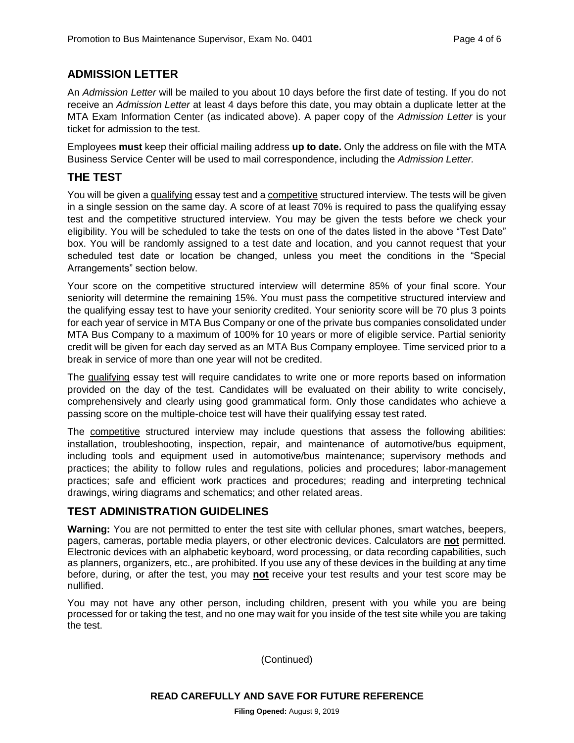## ADMISSION LETTER

An *Admission Letter* will be mailed to you about 10 days before the first date of testing. If you do not receive an *Admission Letter* at least 4 days before this date, you may obtain a duplicate letter at the MTA Exam Information Center (as indicated above). A paper copy of the *Admission Letter* is your ticket for admission to the test.

Employees **must** keep their official mailing address **up to date.** Only the address on file with the MTA Business Service Center will be used to mail correspondence, including the *Admission Letter.*

## THE TEST

You will be given a qualifying essay test and a competitive structured interview. The tests will be given in a single session on the same day. A score of at least 70% is required to pass the qualifying essay test and the competitive structured interview. You may be given the tests before we check your eligibility. You will be scheduled to take the tests on one of the dates listed in the above "Test Date" box. You will be randomly assigned to a test date and location, and you cannot request that your scheduled test date or location be changed, unless you meet the conditions in the "Special Arrangements" section below.

Your score on the competitive structured interview will determine 85% of your final score. Your seniority will determine the remaining 15%. You must pass the competitive structured interview and the qualifying essay test to have your seniority credited. Your seniority score will be 70 plus 3 points for each year of service in MTA Bus Company or one of the private bus companies consolidated under MTA Bus Company to a maximum of 100% for 10 years or more of eligible service. Partial seniority credit will be given for each day served as an MTA Bus Company employee. Time serviced prior to a break in service of more than one year will not be credited.

The qualifying essay test will require candidates to write one or more reports based on information provided on the day of the test. Candidates will be evaluated on their ability to write concisely, comprehensively and clearly using good grammatical form. Only those candidates who achieve a passing score on the multiple-choice test will have their qualifying essay test rated.

The competitive structured interview may include questions that assess the following abilities: installation, troubleshooting, inspection, repair, and maintenance of automotive/bus equipment, including tools and equipment used in automotive/bus maintenance; supervisory methods and practices; the ability to follow rules and regulations, policies and procedures; labor-management practices; safe and efficient work practices and procedures; reading and interpreting technical drawings, wiring diagrams and schematics; and other related areas.

## TEST ADMINISTRATION GUIDELINES

**Warning:** You are not permitted to enter the test site with cellular phones, smart watches, beepers, pagers, cameras, portable media players, or other electronic devices. Calculators are **not** permitted. Electronic devices with an alphabetic keyboard, word processing, or data recording capabilities, such as planners, organizers, etc., are prohibited. If you use any of these devices in the building at any time before, during, or after the test, you may **not** receive your test results and your test score may be nullified.

You may not have any other person, including children, present with you while you are being processed for or taking the test, and no one may wait for you inside of the test site while you are taking the test.

(Continued)

**READ CAREFULLY AND SAVE FOR FUTURE REFERENCE**

**Filing Opened:** August 9, 2019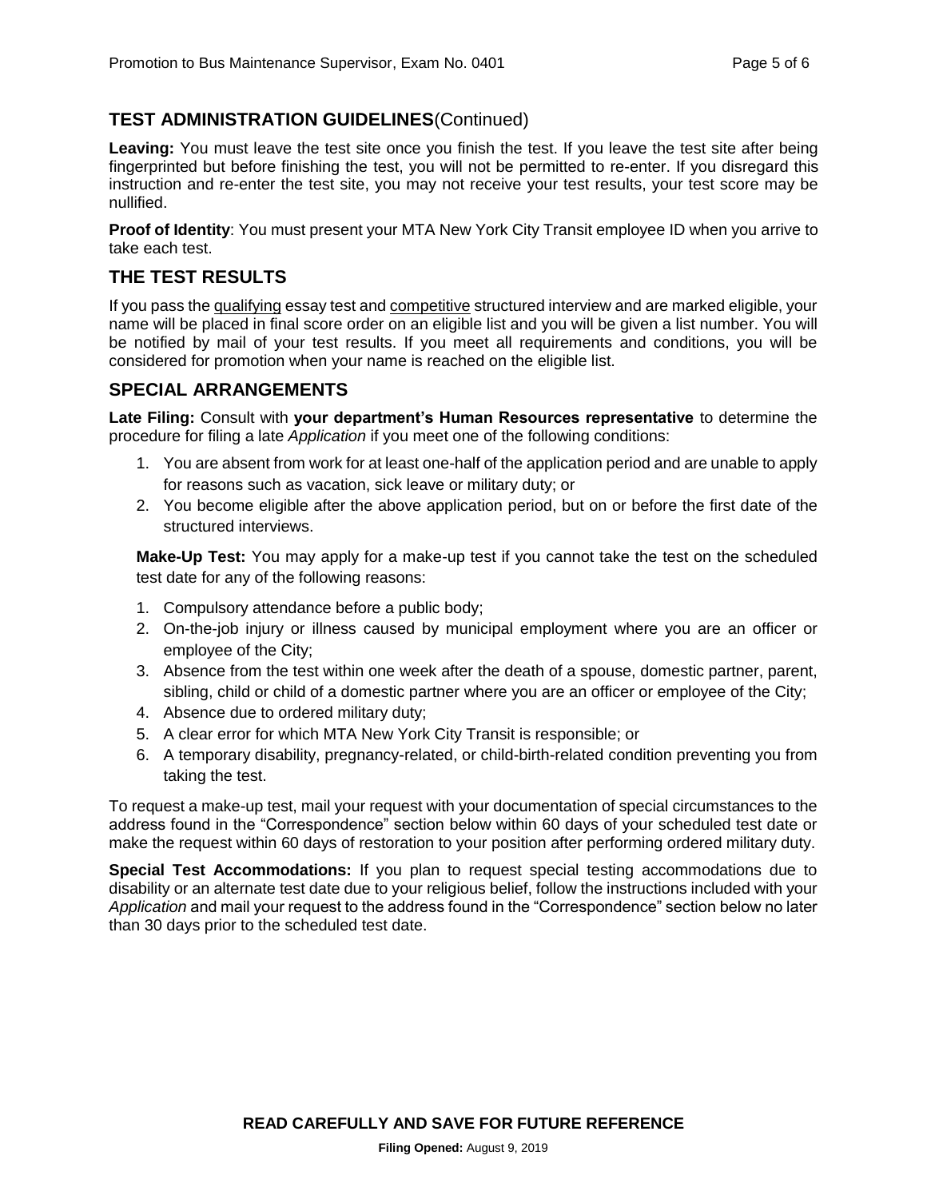## TEST ADMINISTRATION GUIDELINES(Continued)

**Leaving:** You must leave the test site once you finish the test. If you leave the test site after being fingerprinted but before finishing the test, you will not be permitted to re-enter. If you disregard this instruction and re-enter the test site, you may not receive your test results, your test score may be nullified.

**Proof of Identity**: You must present your MTA New York City Transit employee ID when you arrive to take each test.

## THE TEST RESULTS

If you pass the qualifying essay test and competitive structured interview and are marked eligible, your name will be placed in final score order on an eligible list and you will be given a list number. You will be notified by mail of your test results. If you meet all requirements and conditions, you will be considered for promotion when your name is reached on the eligible list.

## SPECIAL ARRANGEMENTS

**Late Filing:** Consult with **your department's Human Resources representative** to determine the procedure for filing a late *Application* if you meet one of the following conditions:

1. You are absent from work for at least one-half of the application period and are unable to apply for reasons such as vacation, sick leave or military duty; or
2. You become eligible after the above application period, but on or before the first date of the structured interviews.

**Make-Up Test:** You may apply for a make-up test if you cannot take the test on the scheduled test date for any of the following reasons:

1. Compulsory attendance before a public body;
2. On-the-job injury or illness caused by municipal employment where you are an officer or employee of the City;
3. Absence from the test within one week after the death of a spouse, domestic partner, parent, sibling, child or child of a domestic partner where you are an officer or employee of the City;
4. Absence due to ordered military duty;
5. A clear error for which MTA New York City Transit is responsible; or
6. A temporary disability, pregnancy-related, or child-birth-related condition preventing you from taking the test.

To request a make-up test, mail your request with your documentation of special circumstances to the address found in the "Correspondence" section below within 60 days of your scheduled test date or make the request within 60 days of restoration to your position after performing ordered military duty.

**Special Test Accommodations:** If you plan to request special testing accommodations due to disability or an alternate test date due to your religious belief, follow the instructions included with your *Application* and mail your request to the address found in the "Correspondence" section below no later than 30 days prior to the scheduled test date.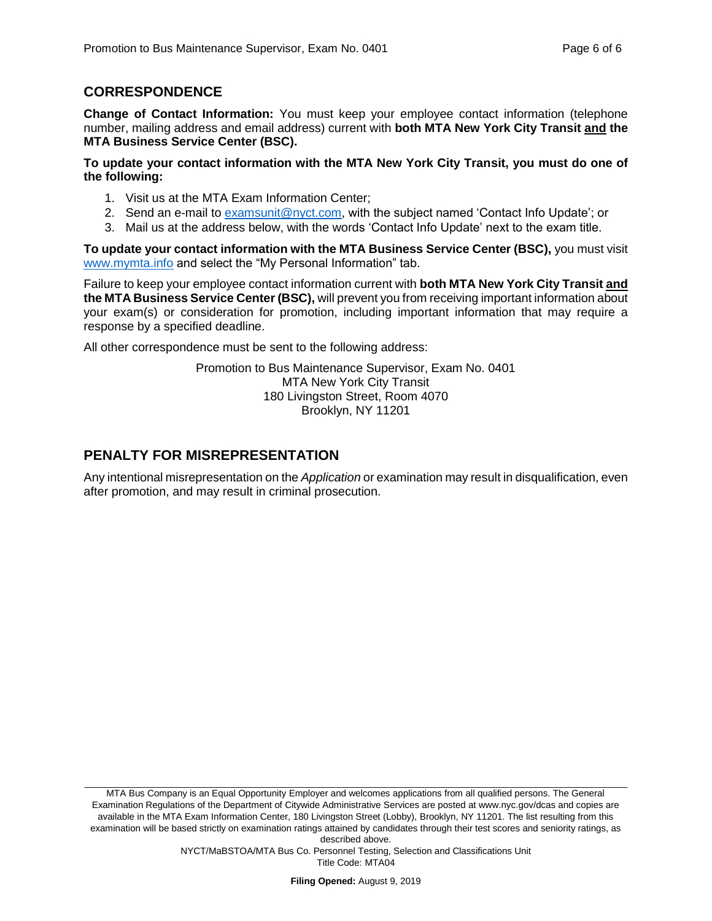## CORRESPONDENCE

**Change of Contact Information:** You must keep your employee contact information (telephone number, mailing address and email address) current with **both MTA New York City Transit <u>and</u> the MTA Business Service Center (BSC).**

**To update your contact information with the MTA New York City Transit, you must do one of the following:**

1. Visit us at the MTA Exam Information Center;
2. Send an e-mail to examsunit@nyct.com, with the subject named 'Contact Info Update'; or
3. Mail us at the address below, with the words 'Contact Info Update' next to the exam title.

**To update your contact information with the MTA Business Service Center (BSC),** you must visit www.mymta.info and select the "My Personal Information" tab.

Failure to keep your employee contact information current with **both MTA New York City Transit <u>and</u> the MTA Business Service Center (BSC),** will prevent you from receiving important information about your exam(s) or consideration for promotion, including important information that may require a response by a specified deadline.

All other correspondence must be sent to the following address:

Promotion to Bus Maintenance Supervisor, Exam No. 0401
MTA New York City Transit
180 Livingston Street, Room 4070
Brooklyn, NY 11201

## PENALTY FOR MISREPRESENTATION

Any intentional misrepresentation on the *Application* or examination may result in disqualification, even after promotion, and may result in criminal prosecution.

---

MTA Bus Company is an Equal Opportunity Employer and welcomes applications from all qualified persons. The General Examination Regulations of the Department of Citywide Administrative Services are posted at www.nyc.gov/dcas and copies are available in the MTA Exam Information Center, 180 Livingston Street (Lobby), Brooklyn, NY 11201. The list resulting from this examination will be based strictly on examination ratings attained by candidates through their test scores and seniority ratings, as described above.

NYCT/MaBSTOA/MTA Bus Co. Personnel Testing, Selection and Classifications Unit
Title Code: MTA04

**Filing Opened:** August 9, 2019